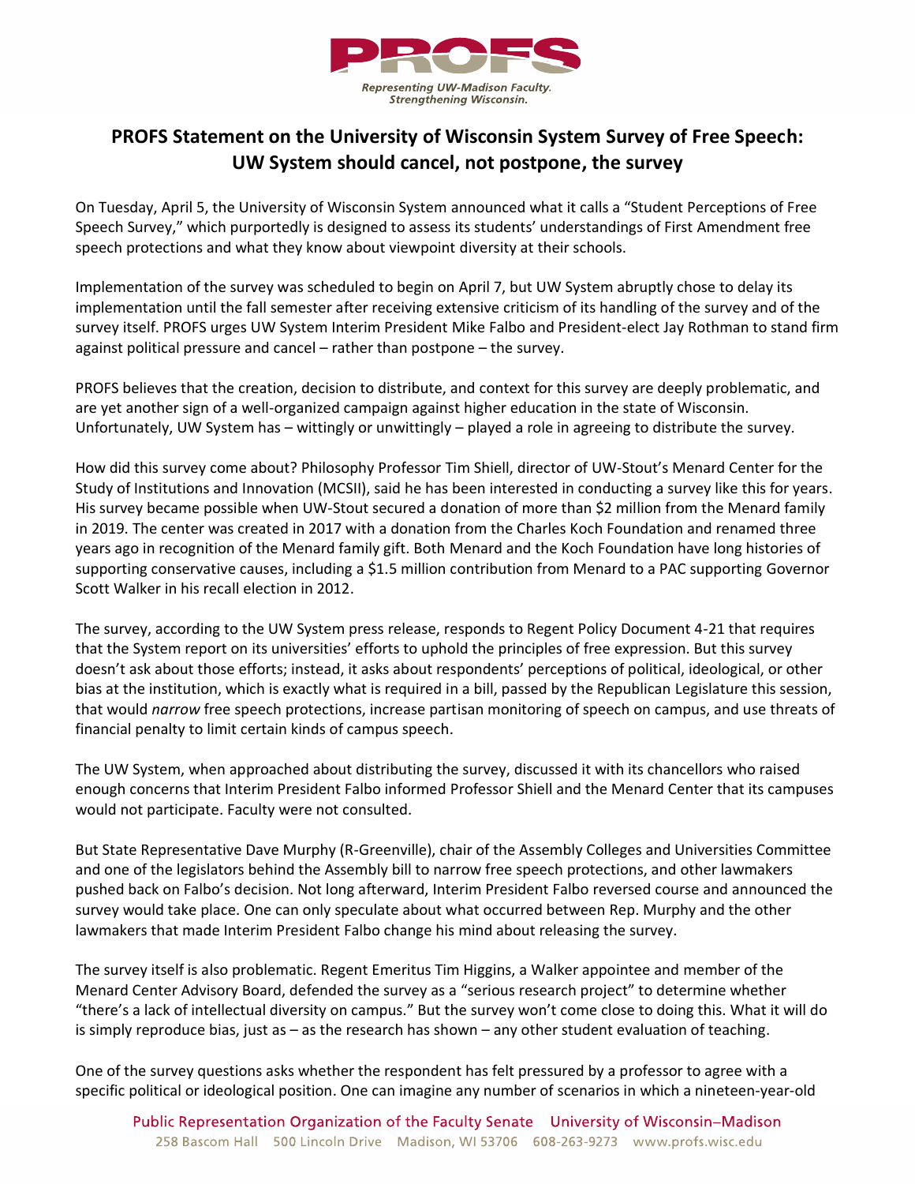PROFS

*Representing UW-Madison Faculty.*
*Strengthening Wisconsin.*

# PROFS Statement on the University of Wisconsin System Survey of Free Speech: UW System should cancel, not postpone, the survey

On Tuesday, April 5, the University of Wisconsin System announced what it calls a "Student Perceptions of Free Speech Survey," which purportedly is designed to assess its students' understandings of First Amendment free speech protections and what they know about viewpoint diversity at their schools.

Implementation of the survey was scheduled to begin on April 7, but UW System abruptly chose to delay its implementation until the fall semester after receiving extensive criticism of its handling of the survey and of the survey itself. PROFS urges UW System Interim President Mike Falbo and President-elect Jay Rothman to stand firm against political pressure and cancel – rather than postpone – the survey.

PROFS believes that the creation, decision to distribute, and context for this survey are deeply problematic, and are yet another sign of a well-organized campaign against higher education in the state of Wisconsin. Unfortunately, UW System has – wittingly or unwittingly – played a role in agreeing to distribute the survey.

How did this survey come about? Philosophy Professor Tim Shiell, director of UW-Stout's Menard Center for the Study of Institutions and Innovation (MCSII), said he has been interested in conducting a survey like this for years. His survey became possible when UW-Stout secured a donation of more than $2 million from the Menard family in 2019. The center was created in 2017 with a donation from the Charles Koch Foundation and renamed three years ago in recognition of the Menard family gift. Both Menard and the Koch Foundation have long histories of supporting conservative causes, including a $1.5 million contribution from Menard to a PAC supporting Governor Scott Walker in his recall election in 2012.

The survey, according to the UW System press release, responds to Regent Policy Document 4-21 that requires that the System report on its universities' efforts to uphold the principles of free expression. But this survey doesn't ask about those efforts; instead, it asks about respondents' perceptions of political, ideological, or other bias at the institution, which is exactly what is required in a bill, passed by the Republican Legislature this session, that would *narrow* free speech protections, increase partisan monitoring of speech on campus, and use threats of financial penalty to limit certain kinds of campus speech.

The UW System, when approached about distributing the survey, discussed it with its chancellors who raised enough concerns that Interim President Falbo informed Professor Shiell and the Menard Center that its campuses would not participate. Faculty were not consulted.

But State Representative Dave Murphy (R-Greenville), chair of the Assembly Colleges and Universities Committee and one of the legislators behind the Assembly bill to narrow free speech protections, and other lawmakers pushed back on Falbo's decision. Not long afterward, Interim President Falbo reversed course and announced the survey would take place. One can only speculate about what occurred between Rep. Murphy and the other lawmakers that made Interim President Falbo change his mind about releasing the survey.

The survey itself is also problematic. Regent Emeritus Tim Higgins, a Walker appointee and member of the Menard Center Advisory Board, defended the survey as a "serious research project" to determine whether "there's a lack of intellectual diversity on campus." But the survey won't come close to doing this. What it will do is simply reproduce bias, just as – as the research has shown – any other student evaluation of teaching.

One of the survey questions asks whether the respondent has felt pressured by a professor to agree with a specific political or ideological position. One can imagine any number of scenarios in which a nineteen-year-old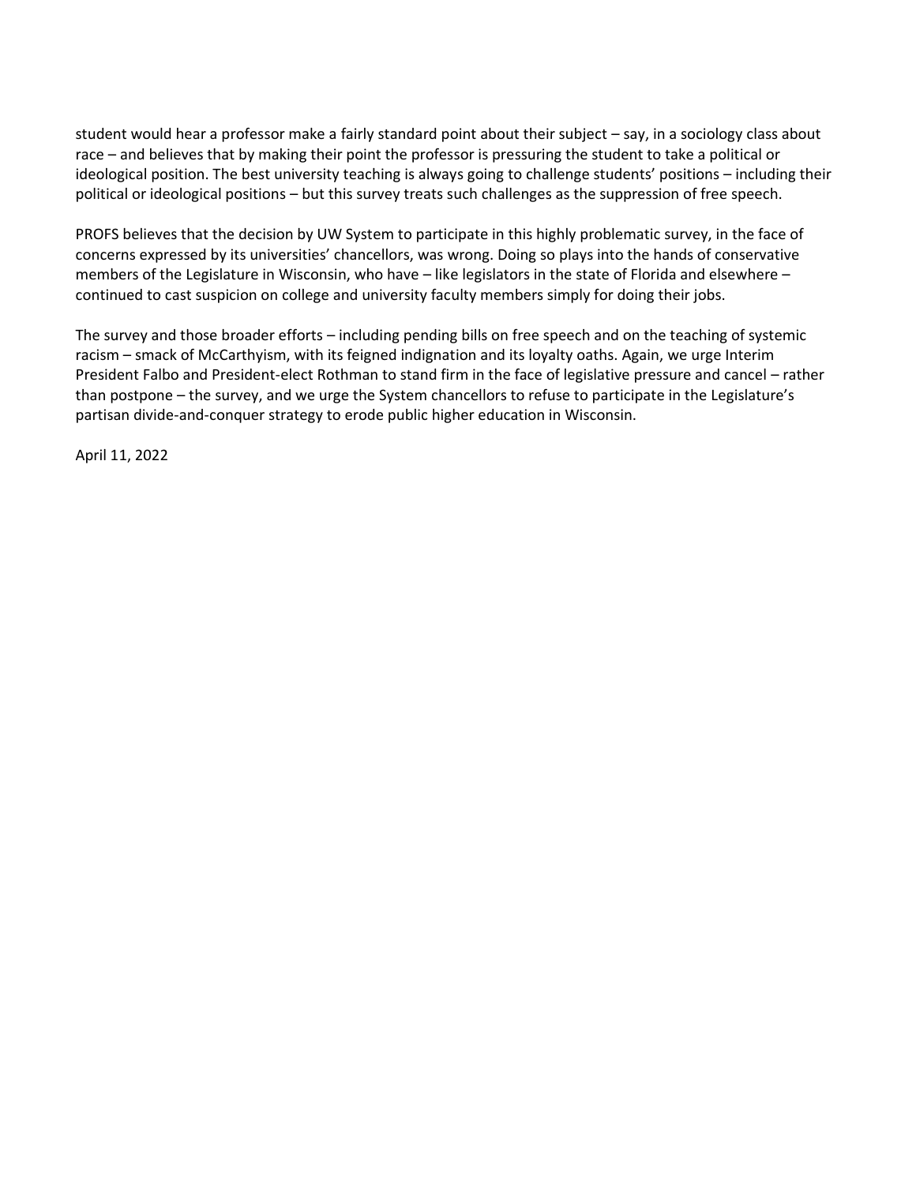student would hear a professor make a fairly standard point about their subject – say, in a sociology class about race – and believes that by making their point the professor is pressuring the student to take a political or ideological position. The best university teaching is always going to challenge students' positions – including their political or ideological positions – but this survey treats such challenges as the suppression of free speech.

PROFS believes that the decision by UW System to participate in this highly problematic survey, in the face of concerns expressed by its universities' chancellors, was wrong. Doing so plays into the hands of conservative members of the Legislature in Wisconsin, who have – like legislators in the state of Florida and elsewhere – continued to cast suspicion on college and university faculty members simply for doing their jobs.

The survey and those broader efforts – including pending bills on free speech and on the teaching of systemic racism – smack of McCarthyism, with its feigned indignation and its loyalty oaths. Again, we urge Interim President Falbo and President-elect Rothman to stand firm in the face of legislative pressure and cancel – rather than postpone – the survey, and we urge the System chancellors to refuse to participate in the Legislature's partisan divide-and-conquer strategy to erode public higher education in Wisconsin.

April 11, 2022